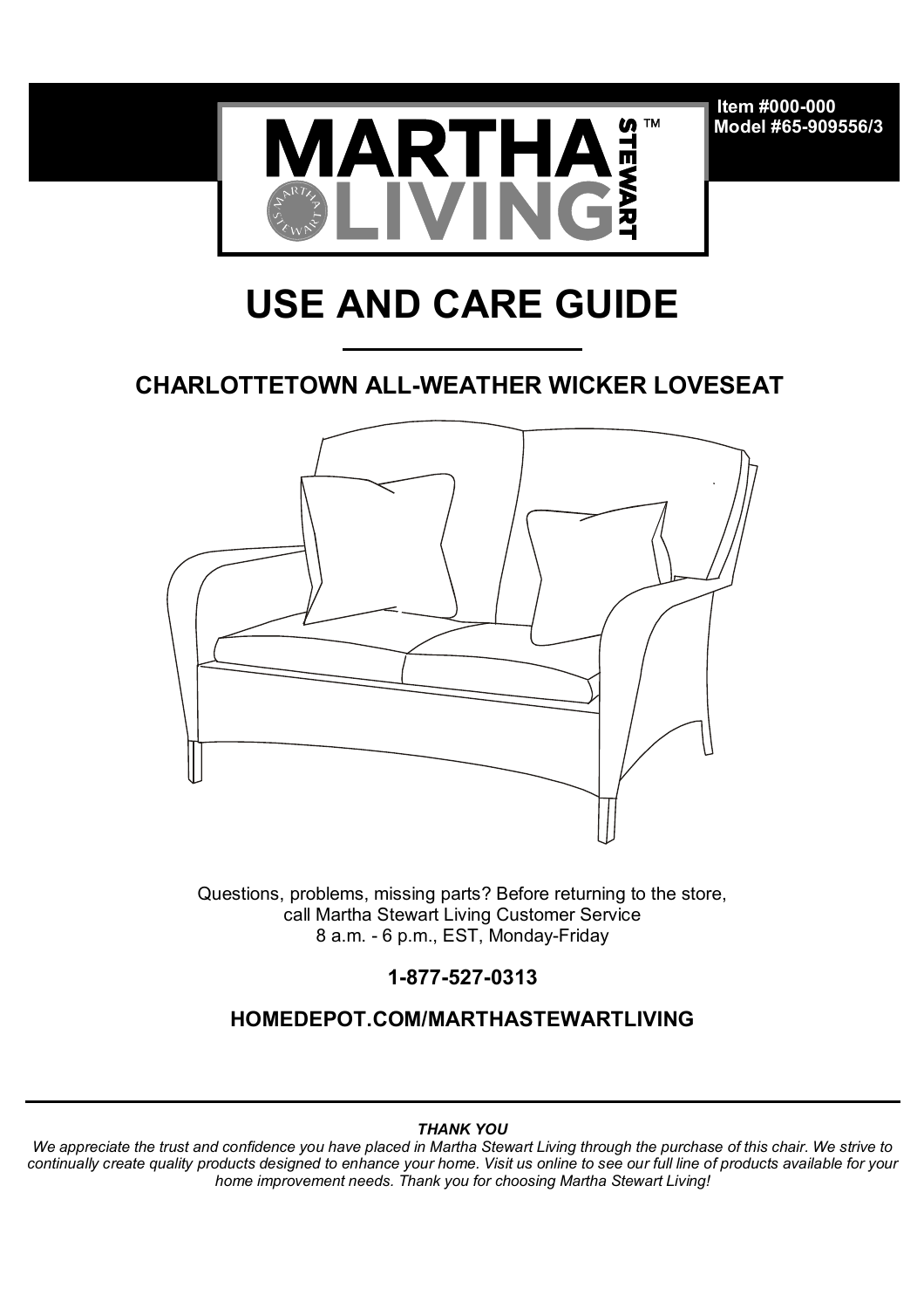Item #000-000
Model #65-909556/3

MARTHA STEWART LIVING™

# USE AND CARE GUIDE

## CHARLOTTETOWN ALL-WEATHER WICKER LOVESEAT

Questions, problems, missing parts? Before returning to the store, call Martha Stewart Living Customer Service
8 a.m. - 6 p.m., EST, Monday-Friday

**1-877-527-0313**

**HOMEDEPOT.COM/MARTHASTEWARTLIVING**

***THANK YOU***

*We appreciate the trust and confidence you have placed in Martha Stewart Living through the purchase of this chair. We strive to continually create quality products designed to enhance your home. Visit us online to see our full line of products available for your home improvement needs. Thank you for choosing Martha Stewart Living!*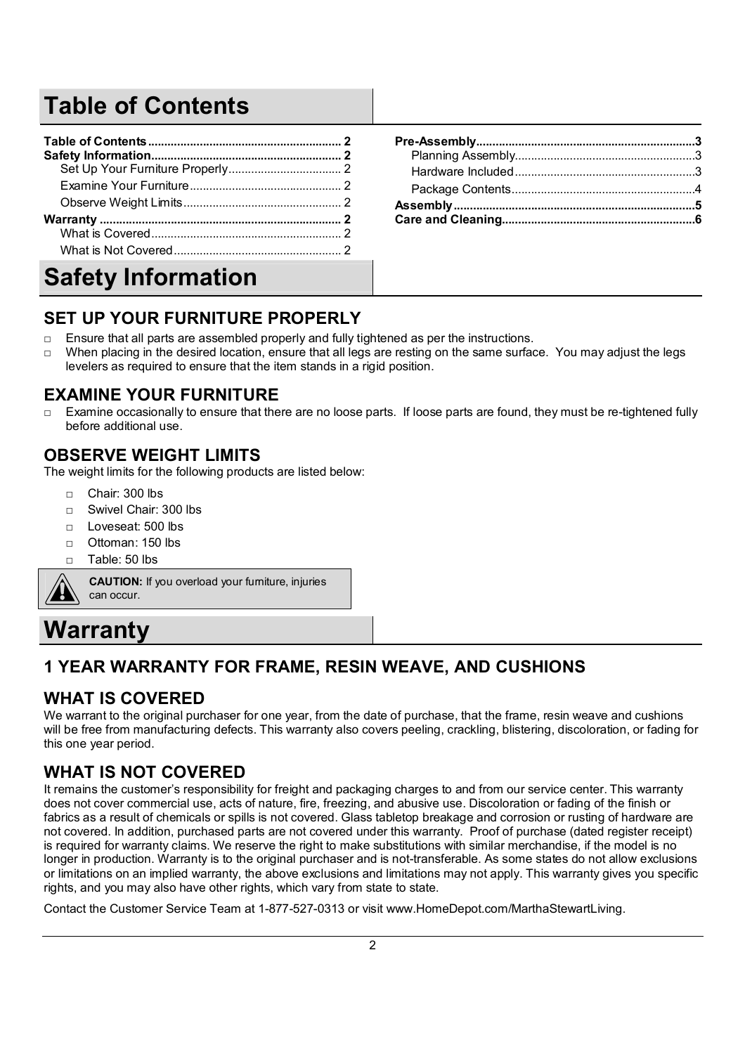# Table of Contents

**Table of Contents** ... 2
**Safety Information** ... 2
- Set Up Your Furniture Properly ... 2
- Examine Your Furniture ... 2
- Observe Weight Limits ... 2

**Warranty** ... 2
- What is Covered ... 2
- What is Not Covered ... 2

**Pre-Assembly** ... 3
- Planning Assembly ... 3
- Hardware Included ... 3
- Package Contents ... 4

**Assembly** ... 5
**Care and Cleaning** ... 6

# Safety Information

## SET UP YOUR FURNITURE PROPERLY

- Ensure that all parts are assembled properly and fully tightened as per the instructions.
- When placing in the desired location, ensure that all legs are resting on the same surface. You may adjust the legs levelers as required to ensure that the item stands in a rigid position.

## EXAMINE YOUR FURNITURE

- Examine occasionally to ensure that there are no loose parts. If loose parts are found, they must be re-tightened fully before additional use.

## OBSERVE WEIGHT LIMITS

The weight limits for the following products are listed below:

- Chair: 300 lbs
- Swivel Chair: 300 lbs
- Loveseat: 500 lbs
- Ottoman: 150 lbs
- Table: 50 lbs

**CAUTION:** If you overload your furniture, injuries can occur.

# Warranty

## 1 YEAR WARRANTY FOR FRAME, RESIN WEAVE, AND CUSHIONS

## WHAT IS COVERED

We warrant to the original purchaser for one year, from the date of purchase, that the frame, resin weave and cushions will be free from manufacturing defects. This warranty also covers peeling, crackling, blistering, discoloration, or fading for this one year period.

## WHAT IS NOT COVERED

It remains the customer's responsibility for freight and packaging charges to and from our service center. This warranty does not cover commercial use, acts of nature, fire, freezing, and abusive use. Discoloration or fading of the finish or fabrics as a result of chemicals or spills is not covered. Glass tabletop breakage and corrosion or rusting of hardware are not covered. In addition, purchased parts are not covered under this warranty. Proof of purchase (dated register receipt) is required for warranty claims. We reserve the right to make substitutions with similar merchandise, if the model is no longer in production. Warranty is to the original purchaser and is not-transferable. As some states do not allow exclusions or limitations on an implied warranty, the above exclusions and limitations may not apply. This warranty gives you specific rights, and you may also have other rights, which vary from state to state.

Contact the Customer Service Team at 1-877-527-0313 or visit www.HomeDepot.com/MarthaStewartLiving.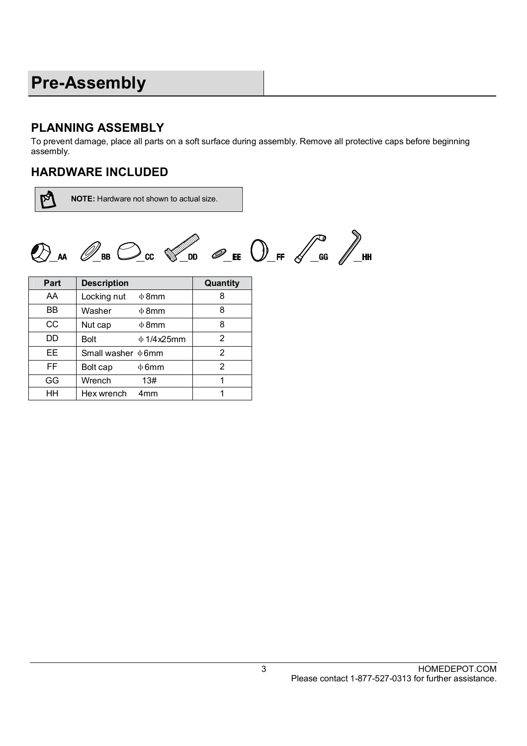# Pre-Assembly

## PLANNING ASSEMBLY

To prevent damage, place all parts on a soft surface during assembly. Remove all protective caps before beginning assembly.

## HARDWARE INCLUDED

**NOTE:** Hardware not shown to actual size.

__AA __BB __CC __DD __EE __FF __GG __HH

| Part | Description | Quantity |
|---|---|---|
| AA | Locking nut ϕ8mm | 8 |
| BB | Washer ϕ8mm | 8 |
| CC | Nut cap ϕ8mm | 8 |
| DD | Bolt ϕ1/4x25mm | 2 |
| EE | Small washer ϕ6mm | 2 |
| FF | Bolt cap ϕ6mm | 2 |
| GG | Wrench 13# | 1 |
| HH | Hex wrench 4mm | 1 |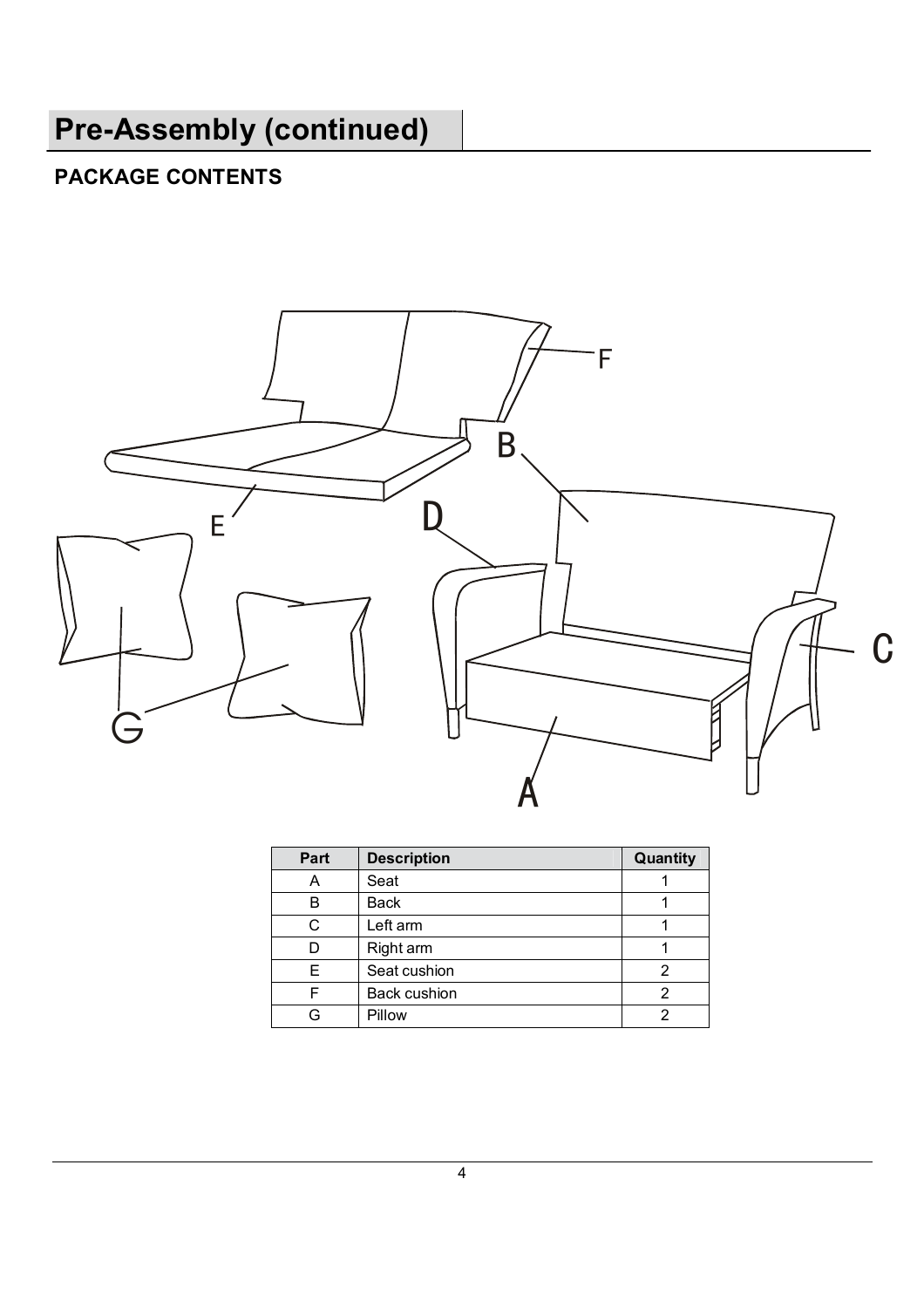## Pre-Assembly (continued)

### PACKAGE CONTENTS

| Part | Description | Quantity |
|---|---|---|
| A | Seat | 1 |
| B | Back | 1 |
| C | Left arm | 1 |
| D | Right arm | 1 |
| E | Seat cushion | 2 |
| F | Back cushion | 2 |
| G | Pillow | 2 |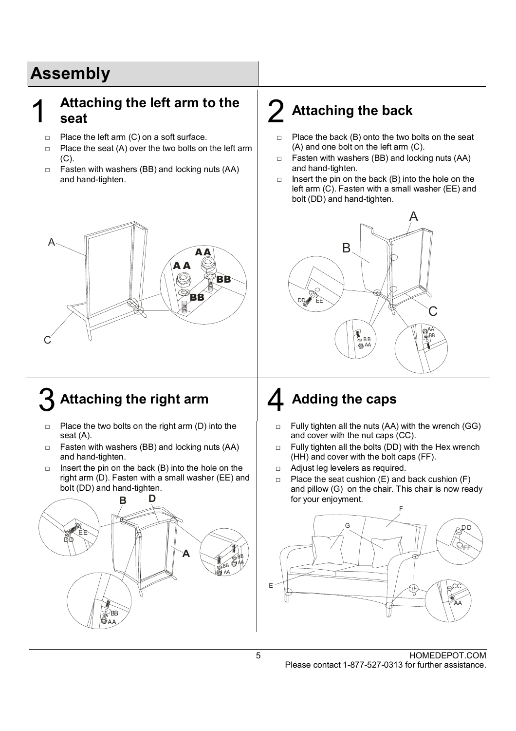# Assembly

## 1 Attaching the left arm to the seat

- Place the left arm (C) on a soft surface.
- Place the seat (A) over the two bolts on the left arm (C).
- Fasten with washers (BB) and locking nuts (AA) and hand-tighten.

## 2 Attaching the back

- Place the back (B) onto the two bolts on the seat (A) and one bolt on the left arm (C).
- Fasten with washers (BB) and locking nuts (AA) and hand-tighten.
- Insert the pin on the back (B) into the hole on the left arm (C). Fasten with a small washer (EE) and bolt (DD) and hand-tighten.

## 3 Attaching the right arm

- Place the two bolts on the right arm (D) into the seat (A).
- Fasten with washers (BB) and locking nuts (AA) and hand-tighten.
- Insert the pin on the back (B) into the hole on the right arm (D). Fasten with a small washer (EE) and bolt (DD) and hand-tighten.

## 4 Adding the caps

- Fully tighten all the nuts (AA) with the wrench (GG) and cover with the nut caps (CC).
- Fully tighten all the bolts (DD) with the Hex wrench (HH) and cover with the bolt caps (FF).
- Adjust leg levelers as required.
- Place the seat cushion (E) and back cushion (F) and pillow (G) on the chair. This chair is now ready for your enjoyment.

Please contact 1-877-527-0313 for further assistance.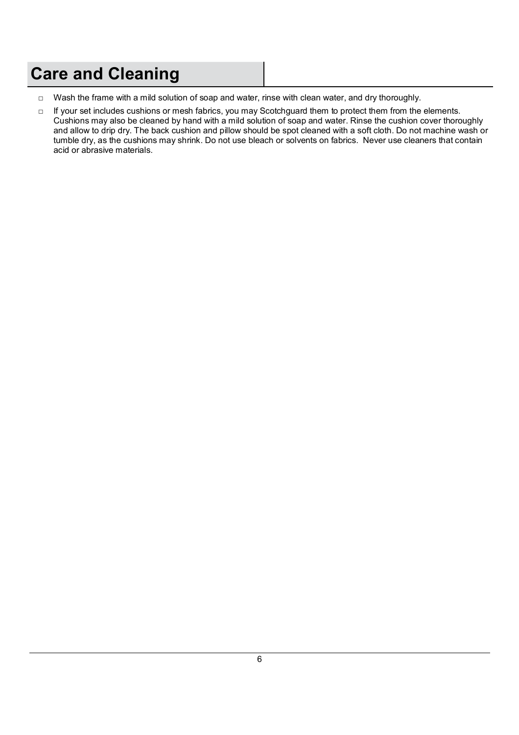# Care and Cleaning

- Wash the frame with a mild solution of soap and water, rinse with clean water, and dry thoroughly.
- If your set includes cushions or mesh fabrics, you may Scotchguard them to protect them from the elements. Cushions may also be cleaned by hand with a mild solution of soap and water. Rinse the cushion cover thoroughly and allow to drip dry. The back cushion and pillow should be spot cleaned with a soft cloth. Do not machine wash or tumble dry, as the cushions may shrink. Do not use bleach or solvents on fabrics. Never use cleaners that contain acid or abrasive materials.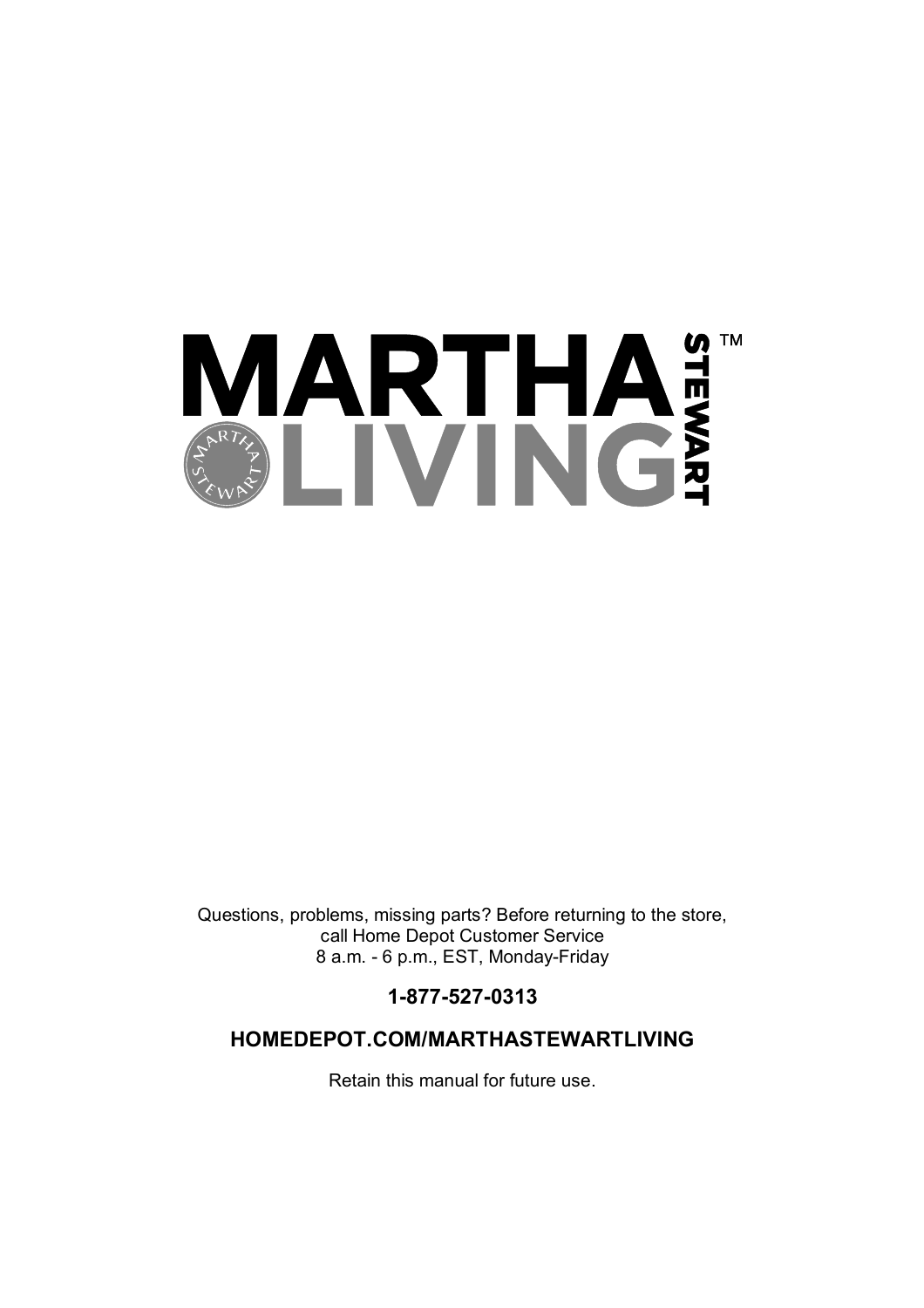# MARTHA STEWART LIVING™

Questions, problems, missing parts? Before returning to the store, call Home Depot Customer Service 8 a.m. - 6 p.m., EST, Monday-Friday

**1-877-527-0313**

**HOMEDEPOT.COM/MARTHASTEWARTLIVING**

Retain this manual for future use.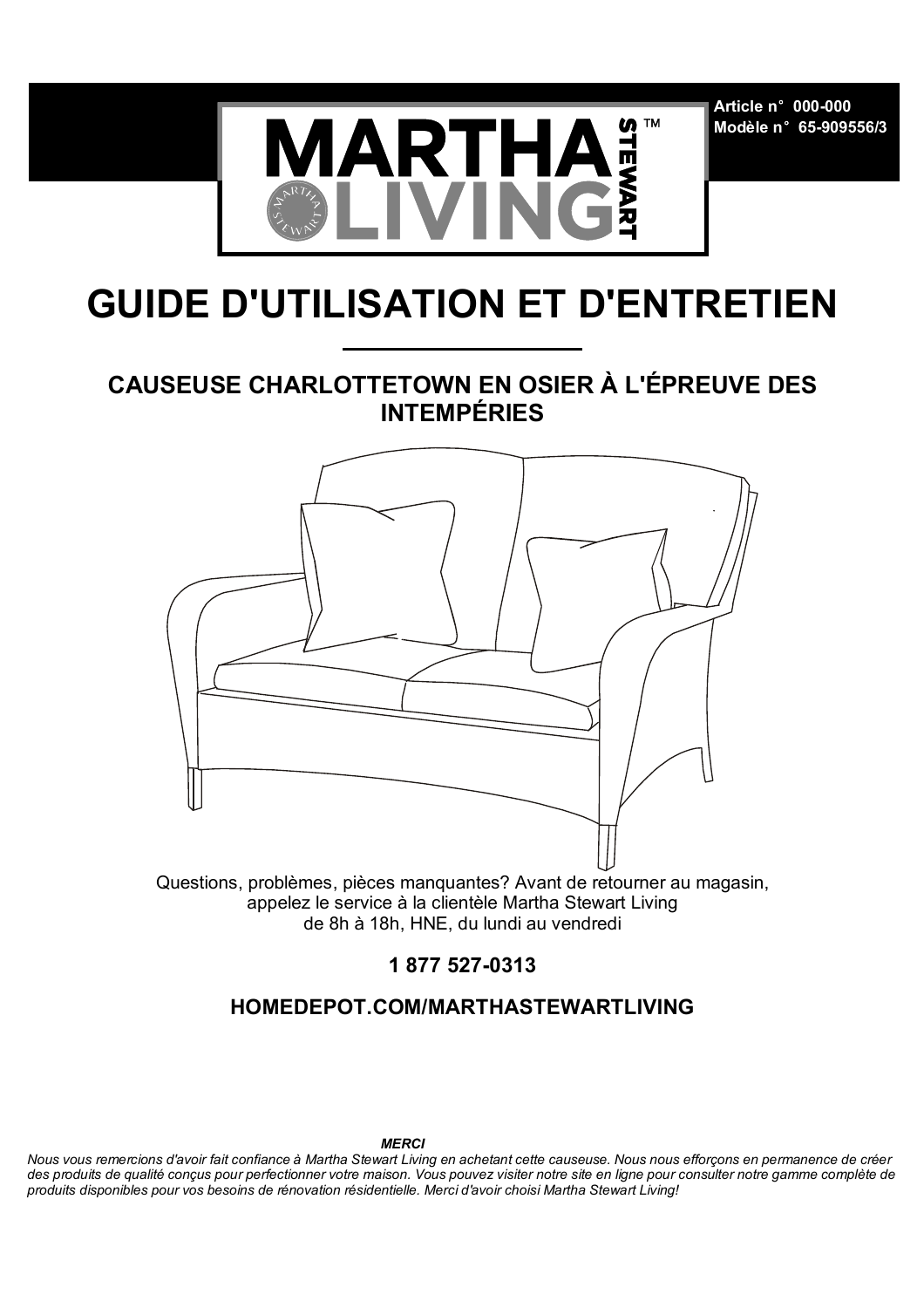Article n° 000-000
Modèle n° 65-909556/3

MARTHA STEWART LIVING™

# GUIDE D'UTILISATION ET D'ENTRETIEN

## CAUSEUSE CHARLOTTETOWN EN OSIER À L'ÉPREUVE DES INTEMPÉRIES

Questions, problèmes, pièces manquantes? Avant de retourner au magasin, appelez le service à la clientèle Martha Stewart Living de 8h à 18h, HNE, du lundi au vendredi

**1 877 527-0313**

**HOMEDEPOT.COM/MARTHASTEWARTLIVING**

***MERCI***

*Nous vous remercions d'avoir fait confiance à Martha Stewart Living en achetant cette causeuse. Nous nous efforçons en permanence de créer des produits de qualité conçus pour perfectionner votre maison. Vous pouvez visiter notre site en ligne pour consulter notre gamme complète de produits disponibles pour vos besoins de rénovation résidentielle. Merci d'avoir choisi Martha Stewart Living!*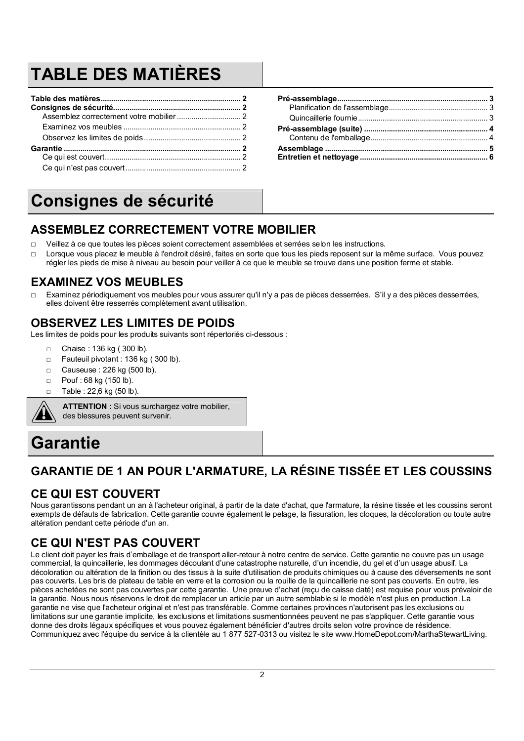# TABLE DES MATIÈRES

**Table des matières** .......... 2
**Consignes de sécurité** .......... 2
- Assemblez correctement votre mobilier .......... 2
- Examinez vos meubles .......... 2
- Observez les limites de poids .......... 2

**Garantie** .......... 2
- Ce qui est couvert .......... 2
- Ce qui n'est pas couvert .......... 2

**Pré-assemblage** .......... 3
- Planification de l'assemblage .......... 3
- Quincaillerie fournie .......... 3

**Pré-assemblage (suite)** .......... 4
- Contenu de l'emballage .......... 4

**Assemblage** .......... 5
**Entretien et nettoyage** .......... 6

# Consignes de sécurité

## ASSEMBLEZ CORRECTEMENT VOTRE MOBILIER

- □ Veillez à ce que toutes les pièces soient correctement assemblées et serrées selon les instructions.
- □ Lorsque vous placez le meuble à l'endroit désiré, faites en sorte que tous les pieds reposent sur la même surface. Vous pouvez régler les pieds de mise à niveau au besoin pour veiller à ce que le meuble se trouve dans une position ferme et stable.

## EXAMINEZ VOS MEUBLES

- □ Examinez périodiquement vos meubles pour vous assurer qu'il n'y a pas de pièces desserrées. S'il y a des pièces desserrées, elles doivent être resserrés complètement avant utilisation.

## OBSERVEZ LES LIMITES DE POIDS

Les limites de poids pour les produits suivants sont répertoriés ci-dessous :

- □ Chaise : 136 kg ( 300 lb).
- □ Fauteuil pivotant : 136 kg ( 300 lb).
- □ Causeuse : 226 kg (500 lb).
- □ Pouf : 68 kg (150 lb).
- □ Table : 22,6 kg (50 lb).

**ATTENTION :** Si vous surchargez votre mobilier, des blessures peuvent survenir.

# Garantie

## GARANTIE DE 1 AN POUR L'ARMATURE, LA RÉSINE TISSÉE ET LES COUSSINS

## CE QUI EST COUVERT

Nous garantissons pendant un an à l'acheteur original, à partir de la date d'achat, que l'armature, la résine tissée et les coussins seront exempts de défauts de fabrication. Cette garantie couvre également le pelage, la fissuration, les cloques, la décoloration ou toute autre altération pendant cette période d'un an.

## CE QUI N'EST PAS COUVERT

Le client doit payer les frais d'emballage et de transport aller-retour à notre centre de service. Cette garantie ne couvre pas un usage commercial, la quincaillerie, les dommages découlant d'une catastrophe naturelle, d'un incendie, du gel et d'un usage abusif. La décoloration ou altération de la finition ou des tissus à la suite d'utilisation de produits chimiques ou à cause des déversements ne sont pas couverts. Les bris de plateau de table en verre et la corrosion ou la rouille de la quincaillerie ne sont pas couverts. En outre, les pièces achetées ne sont pas couvertes par cette garantie. Une preuve d'achat (reçu de caisse daté) est requise pour vous prévaloir de la garantie. Nous nous réservons le droit de remplacer un article par un autre semblable si le modèle n'est plus en production. La garantie ne vise que l'acheteur original et n'est pas transférable. Comme certaines provinces n'autorisent pas les exclusions ou limitations sur une garantie implicite, les exclusions et limitations susmentionnées peuvent ne pas s'appliquer. Cette garantie vous donne des droits légaux spécifiques et vous pouvez également bénéficier d'autres droits selon votre province de résidence. Communiquez avec l'équipe du service à la clientèle au 1 877 527-0313 ou visitez le site www.HomeDepot.com/MarthaStewartLiving.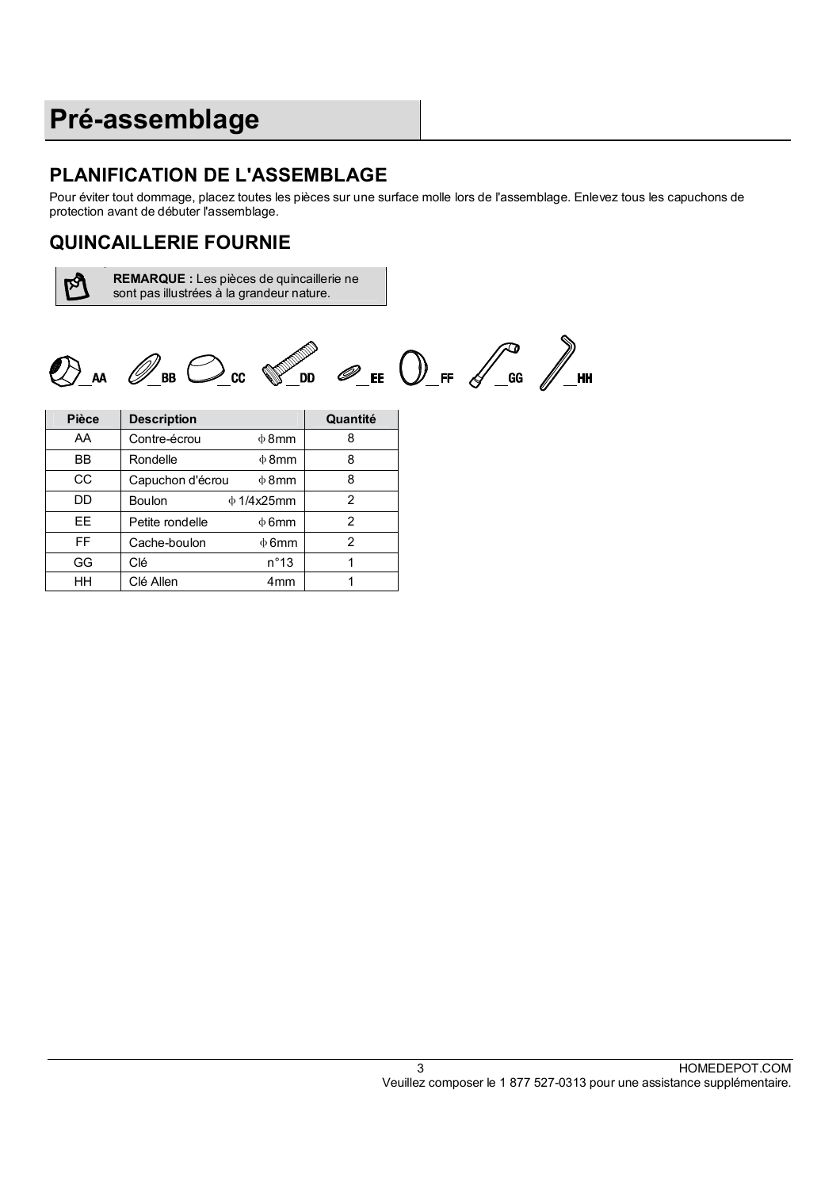# Pré-assemblage

## PLANIFICATION DE L'ASSEMBLAGE

Pour éviter tout dommage, placez toutes les pièces sur une surface molle lors de l'assemblage. Enlevez tous les capuchons de protection avant de débuter l'assemblage.

## QUINCAILLERIE FOURNIE

**REMARQUE :** Les pièces de quincaillerie ne sont pas illustrées à la grandeur nature.

__AA __BB __CC __DD __EE __FF __GG __HH

| Pièce | Description | | Quantité |
|---|---|---|---|
| AA | Contre-écrou | ϕ 8mm | 8 |
| BB | Rondelle | ϕ 8mm | 8 |
| CC | Capuchon d'écrou | ϕ 8mm | 8 |
| DD | Boulon | ϕ 1/4x25mm | 2 |
| EE | Petite rondelle | ϕ 6mm | 2 |
| FF | Cache-boulon | ϕ 6mm | 2 |
| GG | Clé | n°13 | 1 |
| HH | Clé Allen | 4mm | 1 |

HOMEDEPOT.COM
Veuillez composer le 1 877 527-0313 pour une assistance supplémentaire.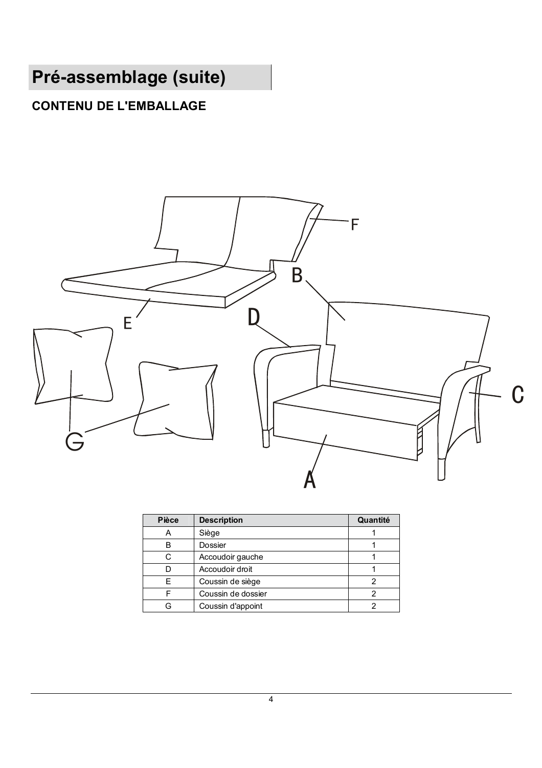## Pré-assemblage (suite)

### CONTENU DE L'EMBALLAGE

| Pièce | Description | Quantité |
|---|---|---|
| A | Siège | 1 |
| B | Dossier | 1 |
| C | Accoudoir gauche | 1 |
| D | Accoudoir droit | 1 |
| E | Coussin de siège | 2 |
| F | Coussin de dossier | 2 |
| G | Coussin d'appoint | 2 |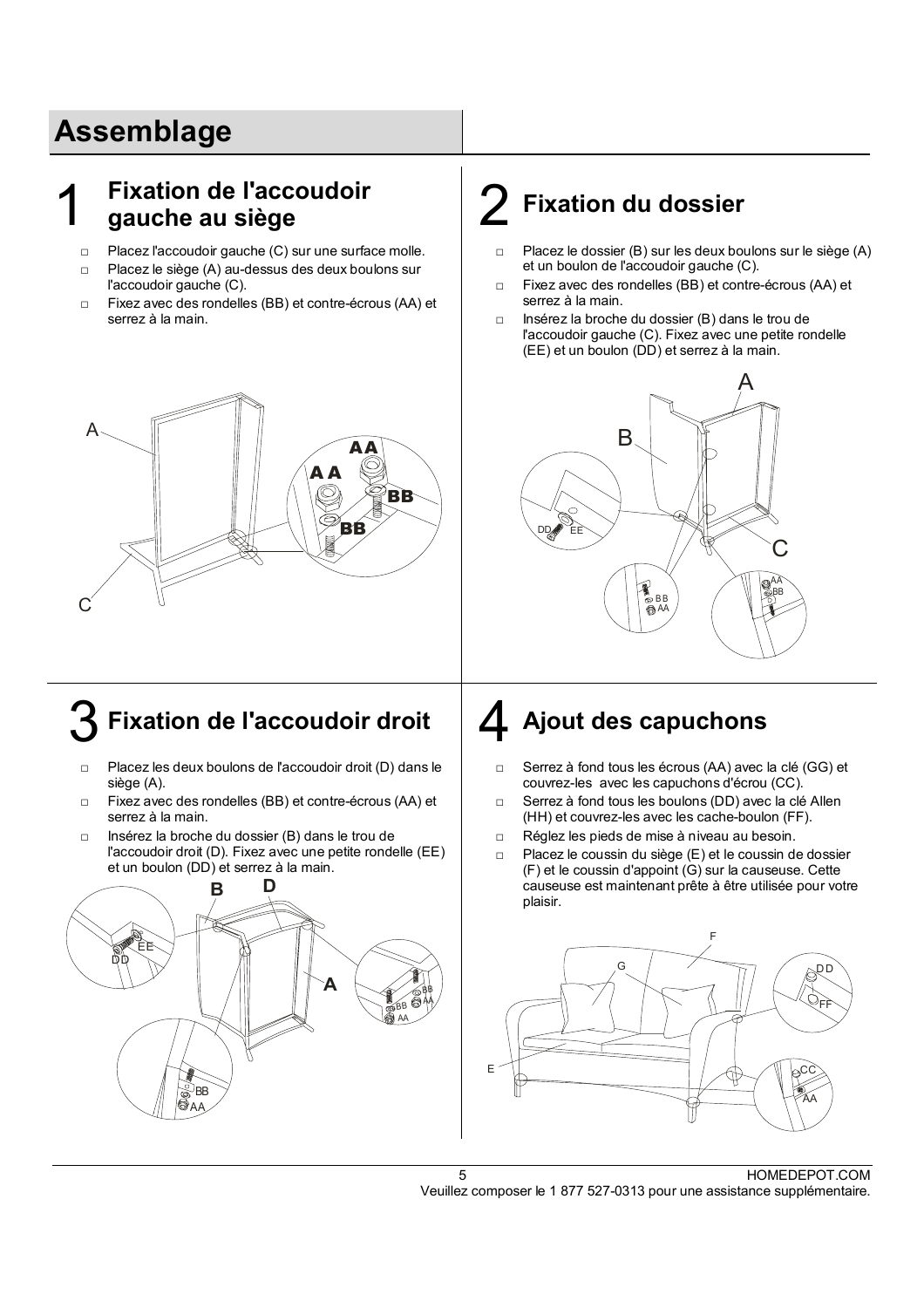# Assemblage

## 1 Fixation de l'accoudoir gauche au siège

- Placez l'accoudoir gauche (C) sur une surface molle.
- Placez le siège (A) au-dessus des deux boulons sur l'accoudoir gauche (C).
- Fixez avec des rondelles (BB) et contre-écrous (AA) et serrez à la main.

## 2 Fixation du dossier

- Placez le dossier (B) sur les deux boulons sur le siège (A) et un boulon de l'accoudoir gauche (C).
- Fixez avec des rondelles (BB) et contre-écrous (AA) et serrez à la main.
- Insérez la broche du dossier (B) dans le trou de l'accoudoir gauche (C). Fixez avec une petite rondelle (EE) et un boulon (DD) et serrez à la main.

## 3 Fixation de l'accoudoir droit

- Placez les deux boulons de l'accoudoir droit (D) dans le siège (A).
- Fixez avec des rondelles (BB) et contre-écrous (AA) et serrez à la main.
- Insérez la broche du dossier (B) dans le trou de l'accoudoir droit (D). Fixez avec une petite rondelle (EE) et un boulon (DD) et serrez à la main.

## 4 Ajout des capuchons

- Serrez à fond tous les écrous (AA) avec la clé (GG) et couvrez-les avec les capuchons d'écrou (CC).
- Serrez à fond tous les boulons (DD) avec la clé Allen (HH) et couvrez-les avec les cache-boulon (FF).
- Réglez les pieds de mise à niveau au besoin.
- Placez le coussin du siège (E) et le coussin de dossier (F) et le coussin d'appoint (G) sur la causeuse. Cette causeuse est maintenant prête à être utilisée pour votre plaisir.

HOMEDEPOT.COM
Veuillez composer le 1 877 527-0313 pour une assistance supplémentaire.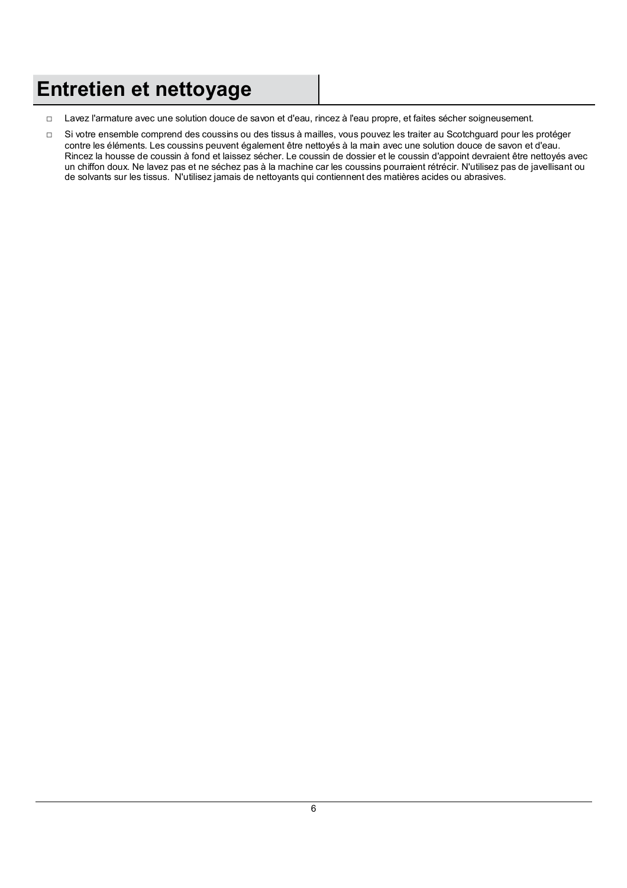# Entretien et nettoyage

- Lavez l'armature avec une solution douce de savon et d'eau, rincez à l'eau propre, et faites sécher soigneusement.
- Si votre ensemble comprend des coussins ou des tissus à mailles, vous pouvez les traiter au Scotchguard pour les protéger contre les éléments. Les coussins peuvent également être nettoyés à la main avec une solution douce de savon et d'eau. Rincez la housse de coussin à fond et laissez sécher. Le coussin de dossier et le coussin d'appoint devraient être nettoyés avec un chiffon doux. Ne lavez pas et ne séchez pas à la machine car les coussins pourraient rétrécir. N'utilisez pas de javellisant ou de solvants sur les tissus. N'utilisez jamais de nettoyants qui contiennent des matières acides ou abrasives.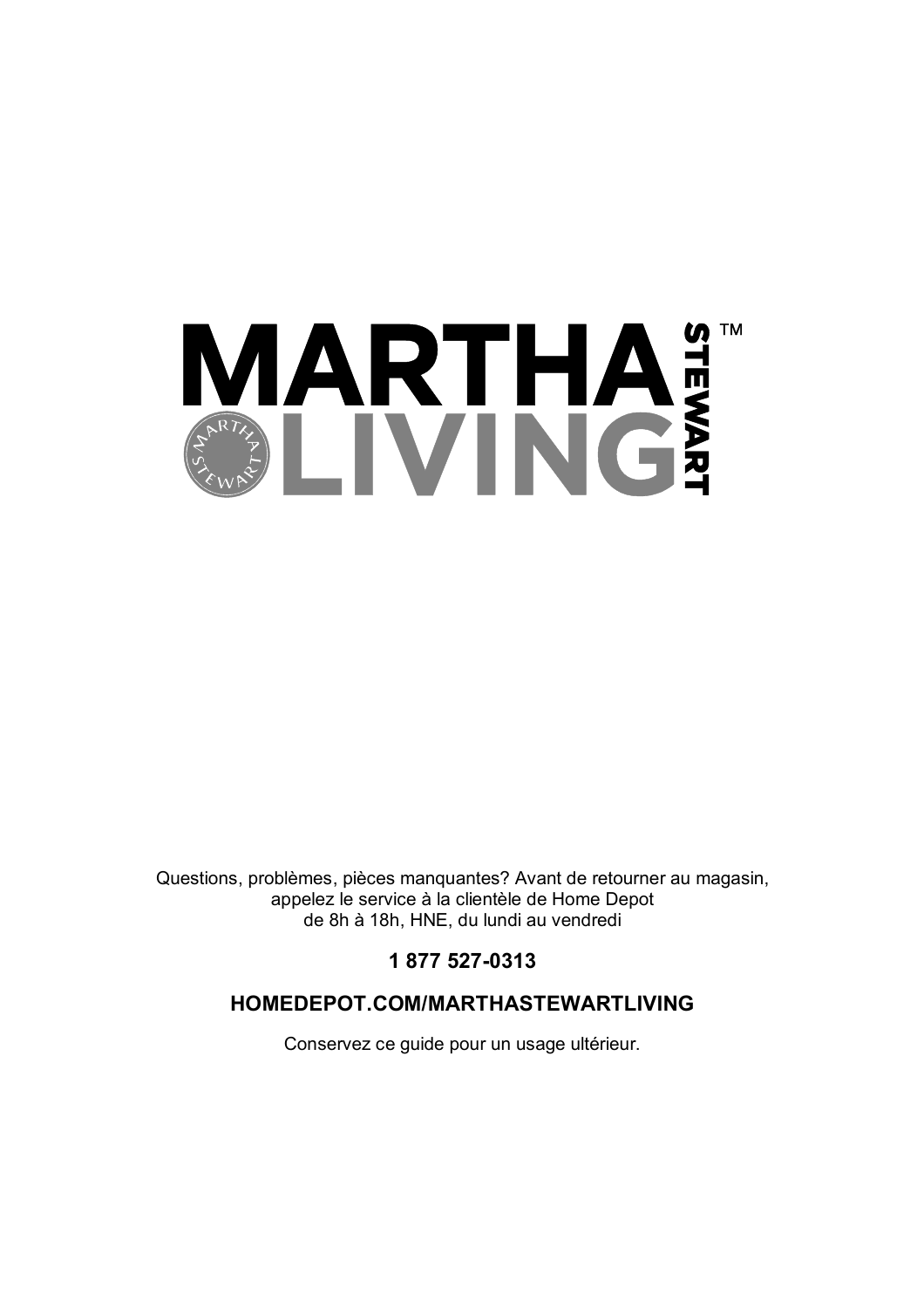MARTHA STEWART LIVING™

Questions, problèmes, pièces manquantes? Avant de retourner au magasin, appelez le service à la clientèle de Home Depot de 8h à 18h, HNE, du lundi au vendredi

**1 877 527-0313**

**HOMEDEPOT.COM/MARTHASTEWARTLIVING**

Conservez ce guide pour un usage ultérieur.